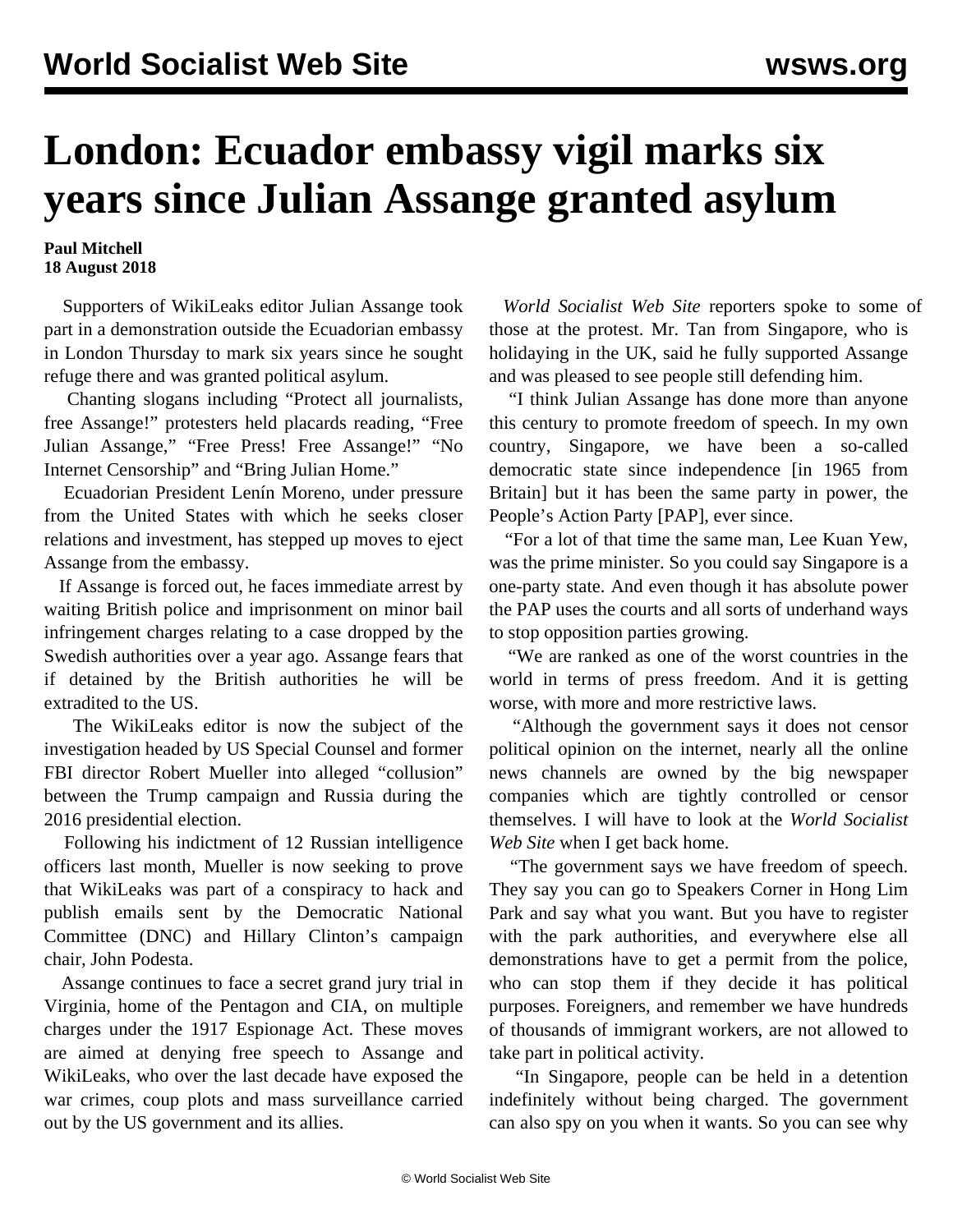# London: Ecuador embassy vigil marks six years since Julian Assange granted asylum

**Paul Mitchell**
**18 August 2018**

Supporters of WikiLeaks editor Julian Assange took part in a demonstration outside the Ecuadorian embassy in London Thursday to mark six years since he sought refuge there and was granted political asylum.

Chanting slogans including "Protect all journalists, free Assange!" protesters held placards reading, "Free Julian Assange," "Free Press! Free Assange!" "No Internet Censorship" and "Bring Julian Home."

Ecuadorian President Lenín Moreno, under pressure from the United States with which he seeks closer relations and investment, has stepped up moves to eject Assange from the embassy.

If Assange is forced out, he faces immediate arrest by waiting British police and imprisonment on minor bail infringement charges relating to a case dropped by the Swedish authorities over a year ago. Assange fears that if detained by the British authorities he will be extradited to the US.

The WikiLeaks editor is now the subject of the investigation headed by US Special Counsel and former FBI director Robert Mueller into alleged "collusion" between the Trump campaign and Russia during the 2016 presidential election.

Following his indictment of 12 Russian intelligence officers last month, Mueller is now seeking to prove that WikiLeaks was part of a conspiracy to hack and publish emails sent by the Democratic National Committee (DNC) and Hillary Clinton's campaign chair, John Podesta.

Assange continues to face a secret grand jury trial in Virginia, home of the Pentagon and CIA, on multiple charges under the 1917 Espionage Act. These moves are aimed at denying free speech to Assange and WikiLeaks, who over the last decade have exposed the war crimes, coup plots and mass surveillance carried out by the US government and its allies.

*World Socialist Web Site* reporters spoke to some of those at the protest. Mr. Tan from Singapore, who is holidaying in the UK, said he fully supported Assange and was pleased to see people still defending him.

"I think Julian Assange has done more than anyone this century to promote freedom of speech. In my own country, Singapore, we have been a so-called democratic state since independence [in 1965 from Britain] but it has been the same party in power, the People's Action Party [PAP], ever since.

"For a lot of that time the same man, Lee Kuan Yew, was the prime minister. So you could say Singapore is a one-party state. And even though it has absolute power the PAP uses the courts and all sorts of underhand ways to stop opposition parties growing.

"We are ranked as one of the worst countries in the world in terms of press freedom. And it is getting worse, with more and more restrictive laws.

"Although the government says it does not censor political opinion on the internet, nearly all the online news channels are owned by the big newspaper companies which are tightly controlled or censor themselves. I will have to look at the *World Socialist Web Site* when I get back home.

"The government says we have freedom of speech. They say you can go to Speakers Corner in Hong Lim Park and say what you want. But you have to register with the park authorities, and everywhere else all demonstrations have to get a permit from the police, who can stop them if they decide it has political purposes. Foreigners, and remember we have hundreds of thousands of immigrant workers, are not allowed to take part in political activity.

"In Singapore, people can be held in a detention indefinitely without being charged. The government can also spy on you when it wants. So you can see why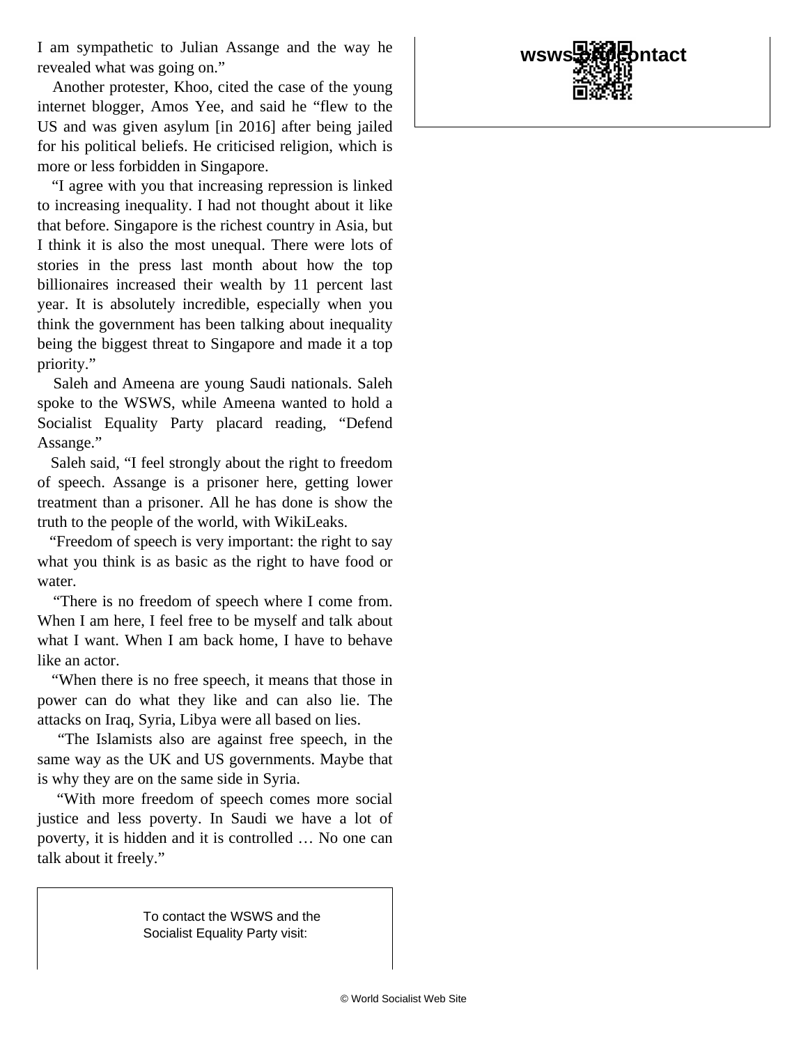I am sympathetic to Julian Assange and the way he revealed what was going on."

Another protester, Khoo, cited the case of the young internet blogger, Amos Yee, and said he "flew to the US and was given asylum [in 2016] after being jailed for his political beliefs. He criticised religion, which is more or less forbidden in Singapore.

"I agree with you that increasing repression is linked to increasing inequality. I had not thought about it like that before. Singapore is the richest country in Asia, but I think it is also the most unequal. There were lots of stories in the press last month about how the top billionaires increased their wealth by 11 percent last year. It is absolutely incredible, especially when you think the government has been talking about inequality being the biggest threat to Singapore and made it a top priority."

Saleh and Ameena are young Saudi nationals. Saleh spoke to the WSWS, while Ameena wanted to hold a Socialist Equality Party placard reading, "Defend Assange."

Saleh said, "I feel strongly about the right to freedom of speech. Assange is a prisoner here, getting lower treatment than a prisoner. All he has done is show the truth to the people of the world, with WikiLeaks.

"Freedom of speech is very important: the right to say what you think is as basic as the right to have food or water.

"There is no freedom of speech where I come from. When I am here, I feel free to be myself and talk about what I want. When I am back home, I have to behave like an actor.

"When there is no free speech, it means that those in power can do what they like and can also lie. The attacks on Iraq, Syria, Libya were all based on lies.

"The Islamists also are against free speech, in the same way as the UK and US governments. Maybe that is why they are on the same side in Syria.

"With more freedom of speech comes more social justice and less poverty. In Saudi we have a lot of poverty, it is hidden and it is controlled … No one can talk about it freely."

To contact the WSWS and the Socialist Equality Party visit:

**wsws.org/contact**